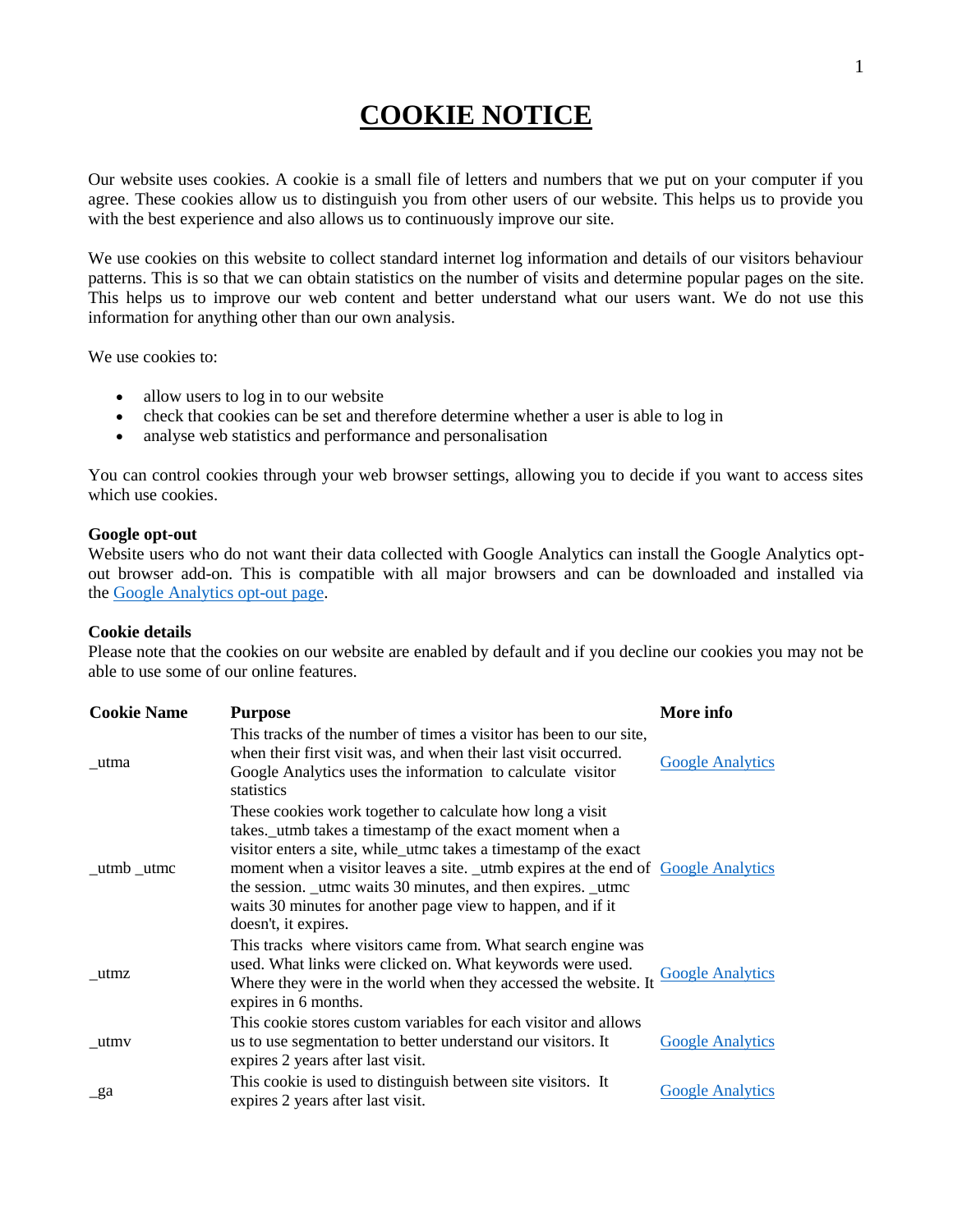# COOKIE NOTICE

Our website uses cookies. A cookie is a small file of letters and numbers that we put on your computer if you agree. These cookies allow us to distinguish you from other users of our website. This helps us to provide you with the best experience and also allows us to continuously improve our site.

We use cookies on this website to collect standard internet log information and details of our visitors behaviour patterns. This is so that we can obtain statistics on the number of visits and determine popular pages on the site. This helps us to improve our web content and better understand what our users want. We do not use this information for anything other than our own analysis.

We use cookies to:

- allow users to log in to our website
- check that cookies can be set and therefore determine whether a user is able to log in
- analyse web statistics and performance and personalisation

You can control cookies through your web browser settings, allowing you to decide if you want to access sites which use cookies.

**Google opt-out**

Website users who do not want their data collected with Google Analytics can install the Google Analytics opt-out browser add-on. This is compatible with all major browsers and can be downloaded and installed via the Google Analytics opt-out page.

**Cookie details**

Please note that the cookies on our website are enabled by default and if you decline our cookies you may not be able to use some of our online features.

| Cookie Name | Purpose | More info |
|---|---|---|
| _utma | This tracks of the number of times a visitor has been to our site, when their first visit was, and when their last visit occurred. Google Analytics uses the information to calculate visitor statistics | Google Analytics |
| _utmb _utmc | These cookies work together to calculate how long a visit takes._utmb takes a timestamp of the exact moment when a visitor enters a site, while_utmc takes a timestamp of the exact moment when a visitor leaves a site. _utmb expires at the end of the session. _utmc waits 30 minutes, and then expires. _utmc waits 30 minutes for another page view to happen, and if it doesn't, it expires. | Google Analytics |
| _utmz | This tracks where visitors came from. What search engine was used. What links were clicked on. What keywords were used. Where they were in the world when they accessed the website. It expires in 6 months. | Google Analytics |
| _utmv | This cookie stores custom variables for each visitor and allows us to use segmentation to better understand our visitors. It expires 2 years after last visit. | Google Analytics |
| _ga | This cookie is used to distinguish between site visitors. It expires 2 years after last visit. | Google Analytics |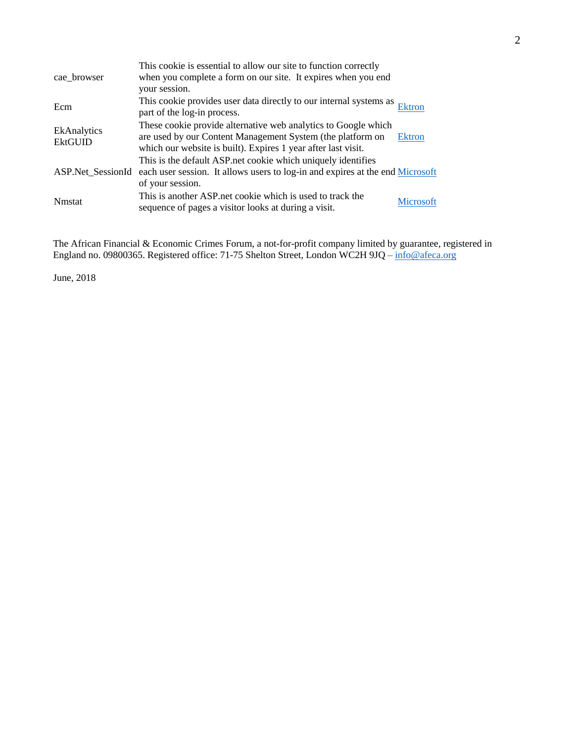| | | |
|---|---|---|
| cae_browser | This cookie is essential to allow our site to function correctly when you complete a form on our site. It expires when you end your session. | |
| Ecm | This cookie provides user data directly to our internal systems as part of the log-in process. | Ektron |
| EkAnalytics EktGUID | These cookie provide alternative web analytics to Google which are used by our Content Management System (the platform on which our website is built). Expires 1 year after last visit. | Ektron |
| ASP.Net_SessionId | This is the default ASP.net cookie which uniquely identifies each user session. It allows users to log-in and expires at the end of your session. | Microsoft |
| Nmstat | This is another ASP.net cookie which is used to track the sequence of pages a visitor looks at during a visit. | Microsoft |

The African Financial & Economic Crimes Forum, a not-for-profit company limited by guarantee, registered in England no. 09800365. Registered office: 71-75 Shelton Street, London WC2H 9JQ – info@afeca.org

June, 2018